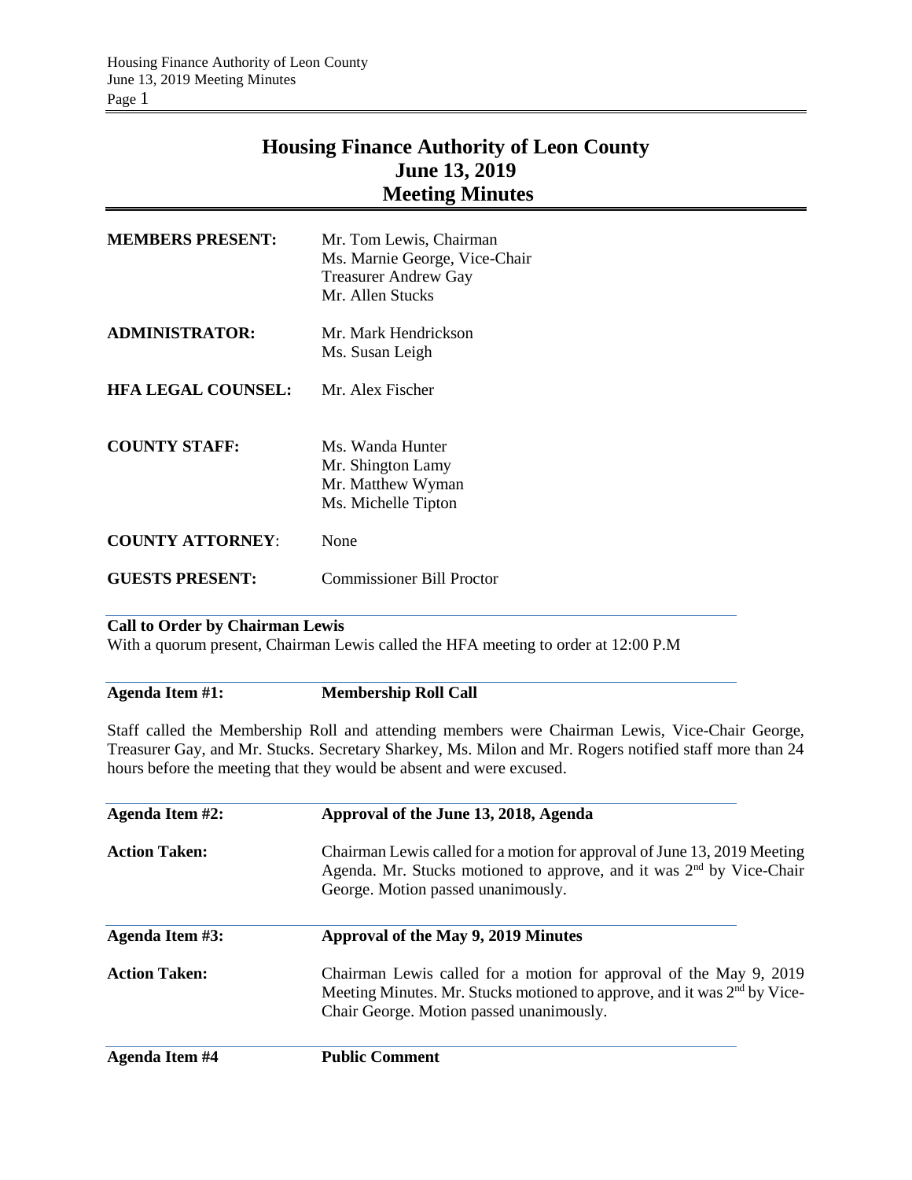# Housing Finance Authority of Leon County
## June 13, 2019
## Meeting Minutes

| | |
|---|---|
| **MEMBERS PRESENT:** | Mr. Tom Lewis, Chairman<br>Ms. Marnie George, Vice-Chair<br>Treasurer Andrew Gay<br>Mr. Allen Stucks |
| **ADMINISTRATOR:** | Mr. Mark Hendrickson<br>Ms. Susan Leigh |
| **HFA LEGAL COUNSEL:** | Mr. Alex Fischer |
| **COUNTY STAFF:** | Ms. Wanda Hunter<br>Mr. Shington Lamy<br>Mr. Matthew Wyman<br>Ms. Michelle Tipton |
| **COUNTY ATTORNEY**: | None |
| **GUESTS PRESENT:** | Commissioner Bill Proctor |

**Call to Order by Chairman Lewis**

With a quorum present, Chairman Lewis called the HFA meeting to order at 12:00 P.M

**Agenda Item #1:** **Membership Roll Call**

Staff called the Membership Roll and attending members were Chairman Lewis, Vice-Chair George, Treasurer Gay, and Mr. Stucks. Secretary Sharkey, Ms. Milon and Mr. Rogers notified staff more than 24 hours before the meeting that they would be absent and were excused.

**Agenda Item #2:** **Approval of the June 13, 2018, Agenda**

**Action Taken:** Chairman Lewis called for a motion for approval of June 13, 2019 Meeting Agenda. Mr. Stucks motioned to approve, and it was 2nd by Vice-Chair George. Motion passed unanimously.

**Agenda Item #3:** **Approval of the May 9, 2019 Minutes**

**Action Taken:** Chairman Lewis called for a motion for approval of the May 9, 2019 Meeting Minutes. Mr. Stucks motioned to approve, and it was 2nd by Vice-Chair George. Motion passed unanimously.

**Agenda Item #4** **Public Comment**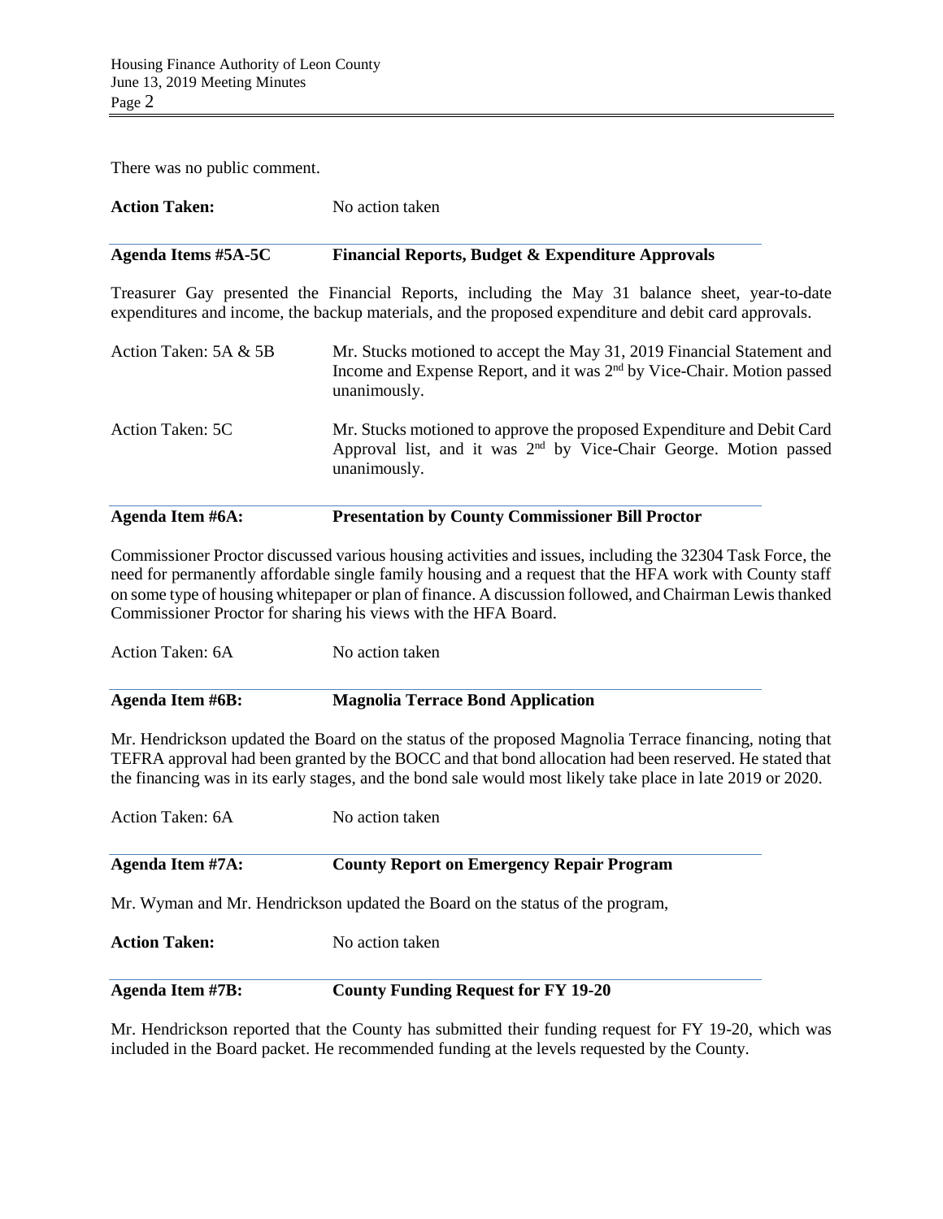There was no public comment.

**Action Taken:** No action taken

**Agenda Items #5A-5C — Financial Reports, Budget & Expenditure Approvals**

Treasurer Gay presented the Financial Reports, including the May 31 balance sheet, year-to-date expenditures and income, the backup materials, and the proposed expenditure and debit card approvals.

Action Taken: 5A & 5B — Mr. Stucks motioned to accept the May 31, 2019 Financial Statement and Income and Expense Report, and it was 2[nd] by Vice-Chair. Motion passed unanimously.

Action Taken: 5C — Mr. Stucks motioned to approve the proposed Expenditure and Debit Card Approval list, and it was 2[nd] by Vice-Chair George. Motion passed unanimously.

**Agenda Item #6A: — Presentation by County Commissioner Bill Proctor**

Commissioner Proctor discussed various housing activities and issues, including the 32304 Task Force, the need for permanently affordable single family housing and a request that the HFA work with County staff on some type of housing whitepaper or plan of finance. A discussion followed, and Chairman Lewis thanked Commissioner Proctor for sharing his views with the HFA Board.

Action Taken: 6A — No action taken

**Agenda Item #6B: — Magnolia Terrace Bond Application**

Mr. Hendrickson updated the Board on the status of the proposed Magnolia Terrace financing, noting that TEFRA approval had been granted by the BOCC and that bond allocation had been reserved. He stated that the financing was in its early stages, and the bond sale would most likely take place in late 2019 or 2020.

Action Taken: 6A — No action taken

**Agenda Item #7A: — County Report on Emergency Repair Program**

Mr. Wyman and Mr. Hendrickson updated the Board on the status of the program,

**Action Taken:** No action taken

**Agenda Item #7B: — County Funding Request for FY 19-20**

Mr. Hendrickson reported that the County has submitted their funding request for FY 19-20, which was included in the Board packet. He recommended funding at the levels requested by the County.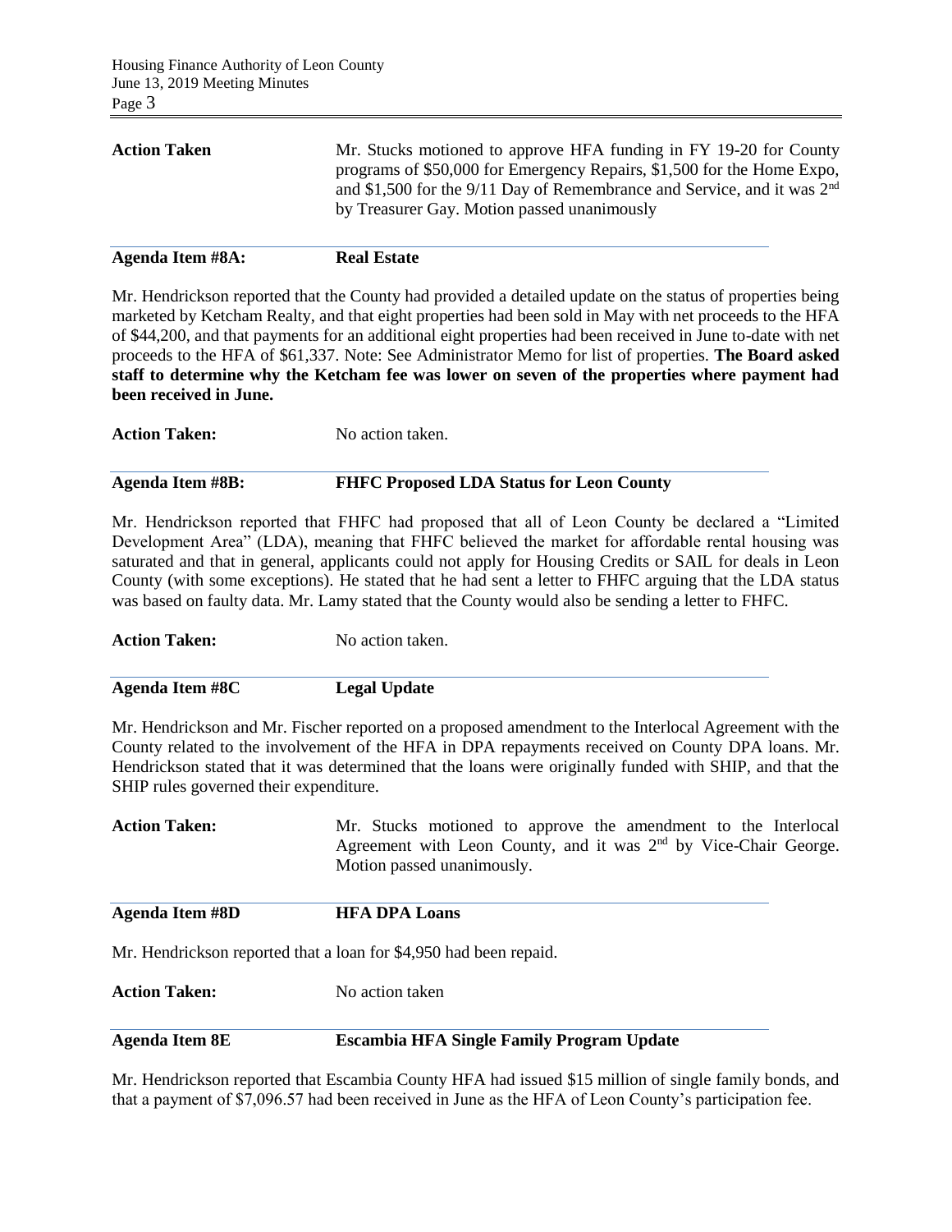**Action Taken** Mr. Stucks motioned to approve HFA funding in FY 19-20 for County programs of \$50,000 for Emergency Repairs, \$1,500 for the Home Expo, and \$1,500 for the 9/11 Day of Remembrance and Service, and it was 2nd by Treasurer Gay. Motion passed unanimously

**Agenda Item #8A: Real Estate**

Mr. Hendrickson reported that the County had provided a detailed update on the status of properties being marketed by Ketcham Realty, and that eight properties had been sold in May with net proceeds to the HFA of \$44,200, and that payments for an additional eight properties had been received in June to-date with net proceeds to the HFA of \$61,337. Note: See Administrator Memo for list of properties. **The Board asked staff to determine why the Ketcham fee was lower on seven of the properties where payment had been received in June.**

**Action Taken:** No action taken.

**Agenda Item #8B: FHFC Proposed LDA Status for Leon County**

Mr. Hendrickson reported that FHFC had proposed that all of Leon County be declared a "Limited Development Area" (LDA), meaning that FHFC believed the market for affordable rental housing was saturated and that in general, applicants could not apply for Housing Credits or SAIL for deals in Leon County (with some exceptions). He stated that he had sent a letter to FHFC arguing that the LDA status was based on faulty data. Mr. Lamy stated that the County would also be sending a letter to FHFC.

**Action Taken:** No action taken.

**Agenda Item #8C Legal Update**

Mr. Hendrickson and Mr. Fischer reported on a proposed amendment to the Interlocal Agreement with the County related to the involvement of the HFA in DPA repayments received on County DPA loans. Mr. Hendrickson stated that it was determined that the loans were originally funded with SHIP, and that the SHIP rules governed their expenditure.

**Action Taken:** Mr. Stucks motioned to approve the amendment to the Interlocal Agreement with Leon County, and it was 2nd by Vice-Chair George. Motion passed unanimously.

**Agenda Item #8D HFA DPA Loans**

Mr. Hendrickson reported that a loan for \$4,950 had been repaid.

**Action Taken:** No action taken

**Agenda Item 8E Escambia HFA Single Family Program Update**

Mr. Hendrickson reported that Escambia County HFA had issued \$15 million of single family bonds, and that a payment of \$7,096.57 had been received in June as the HFA of Leon County's participation fee.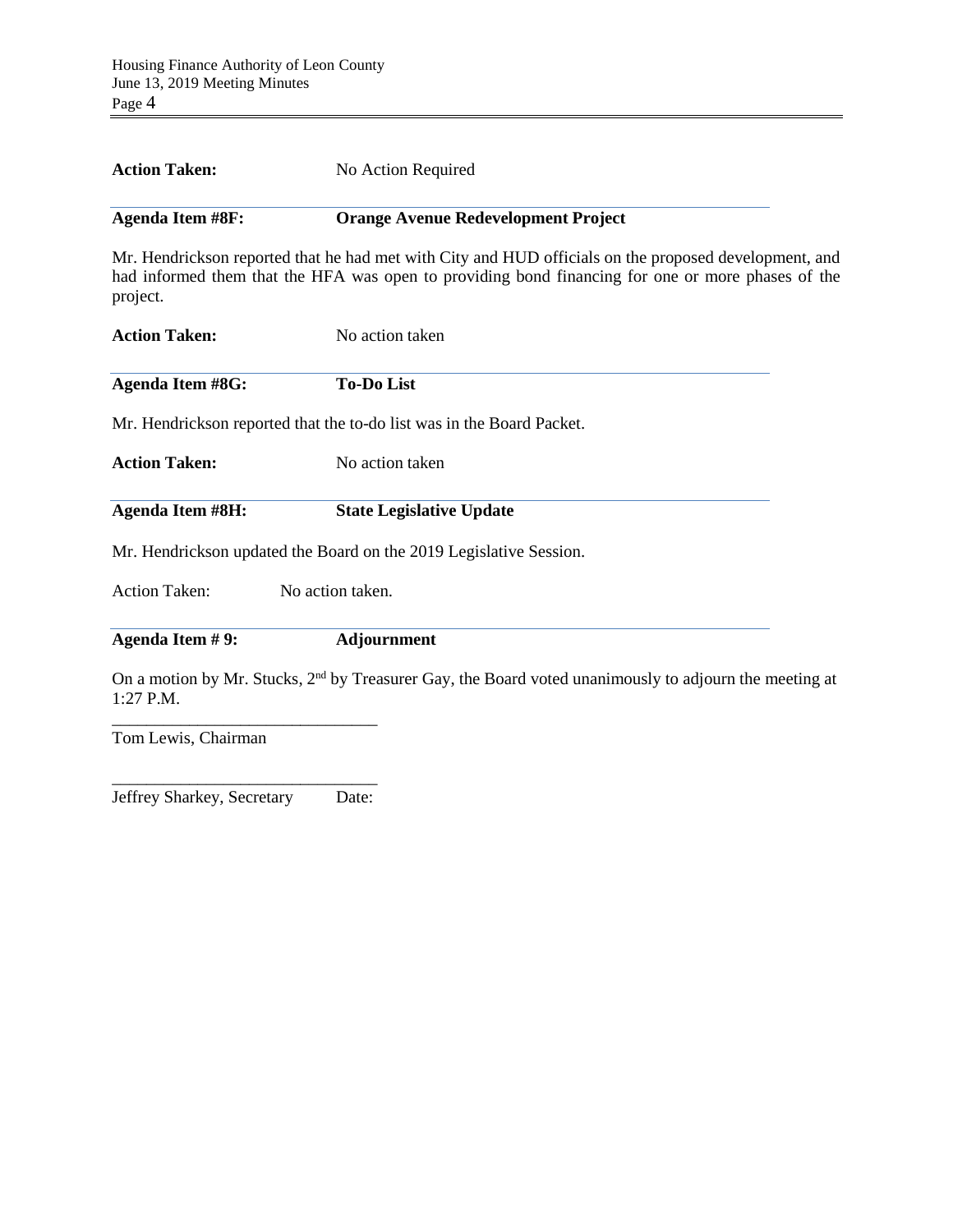**Action Taken:** No Action Required

**Agenda Item #8F: Orange Avenue Redevelopment Project**

Mr. Hendrickson reported that he had met with City and HUD officials on the proposed development, and had informed them that the HFA was open to providing bond financing for one or more phases of the project.

**Action Taken:** No action taken

**Agenda Item #8G: To-Do List**

Mr. Hendrickson reported that the to-do list was in the Board Packet.

**Action Taken:** No action taken

**Agenda Item #8H: State Legislative Update**

Mr. Hendrickson updated the Board on the 2019 Legislative Session.

Action Taken: No action taken.

**Agenda Item # 9: Adjournment**

On a motion by Mr. Stucks, 2nd by Treasurer Gay, the Board voted unanimously to adjourn the meeting at 1:27 P.M.

\_\_\_\_\_\_\_\_\_\_\_\_\_\_\_\_\_\_\_\_\_\_\_\_\_\_\_\_\_\_
Tom Lewis, Chairman

\_\_\_\_\_\_\_\_\_\_\_\_\_\_\_\_\_\_\_\_\_\_\_\_\_\_\_\_\_\_
Jeffrey Sharkey, Secretary Date: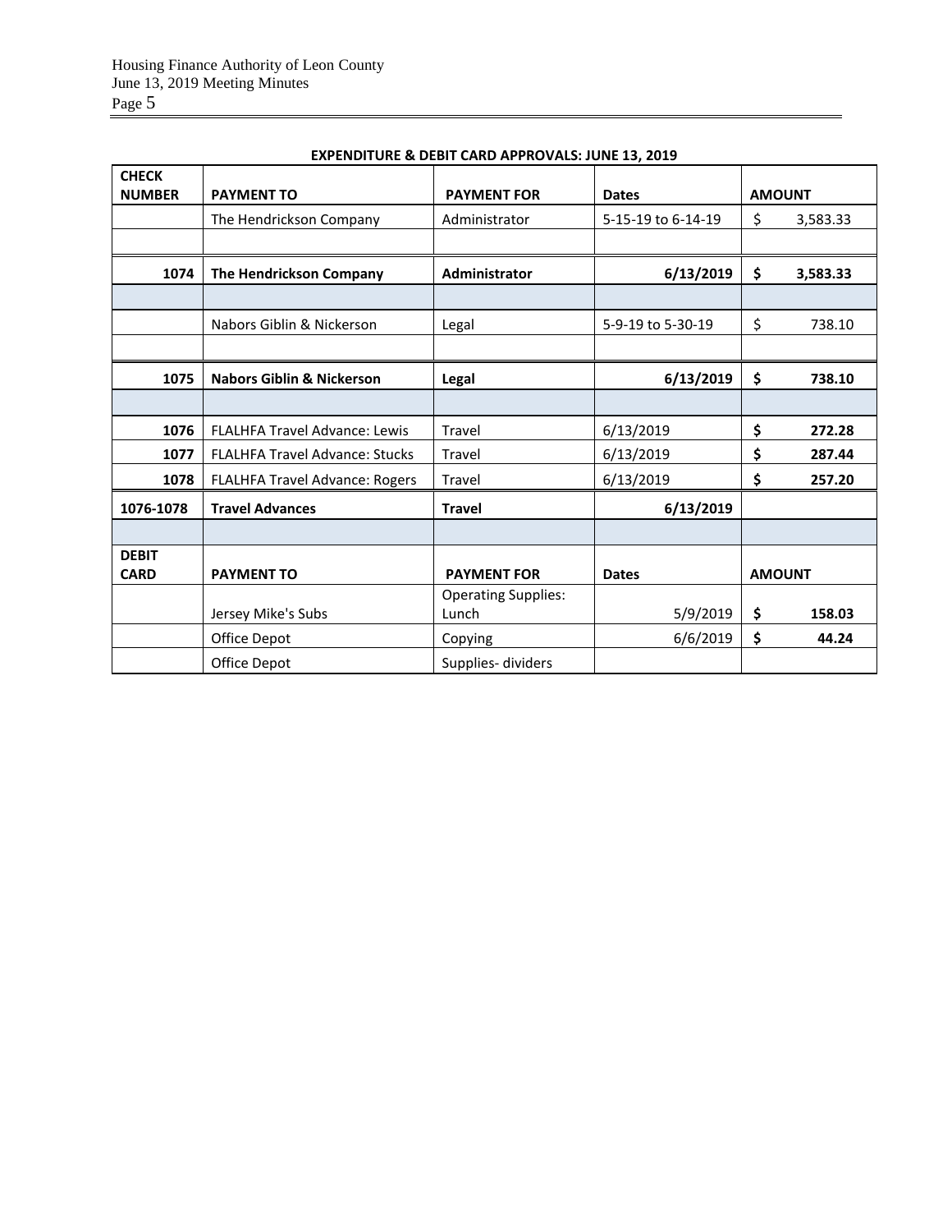**EXPENDITURE & DEBIT CARD APPROVALS: JUNE 13, 2019**

| CHECK NUMBER | PAYMENT TO | PAYMENT FOR | Dates | AMOUNT |
|---|---|---|---|---|
| | The Hendrickson Company | Administrator | 5-15-19 to 6-14-19 | $ 3,583.33 |
| | | | | |
| **1074** | **The Hendrickson Company** | **Administrator** | **6/13/2019** | **$ 3,583.33** |
| | | | | |
| | Nabors Giblin & Nickerson | Legal | 5-9-19 to 5-30-19 | $ 738.10 |
| | | | | |
| **1075** | **Nabors Giblin & Nickerson** | **Legal** | **6/13/2019** | **$ 738.10** |
| | | | | |
| **1076** | FLALHFA Travel Advance: Lewis | Travel | 6/13/2019 | **$ 272.28** |
| **1077** | FLALHFA Travel Advance: Stucks | Travel | 6/13/2019 | **$ 287.44** |
| **1078** | FLALHFA Travel Advance: Rogers | Travel | 6/13/2019 | **$ 257.20** |
| **1076-1078** | **Travel Advances** | **Travel** | **6/13/2019** | |
| | | | | |
| **DEBIT CARD** | **PAYMENT TO** | **PAYMENT FOR** | **Dates** | **AMOUNT** |
| | Jersey Mike's Subs | Operating Supplies: Lunch | 5/9/2019 | **$ 158.03** |
| | Office Depot | Copying | 6/6/2019 | **$ 44.24** |
| | Office Depot | Supplies- dividers | | |